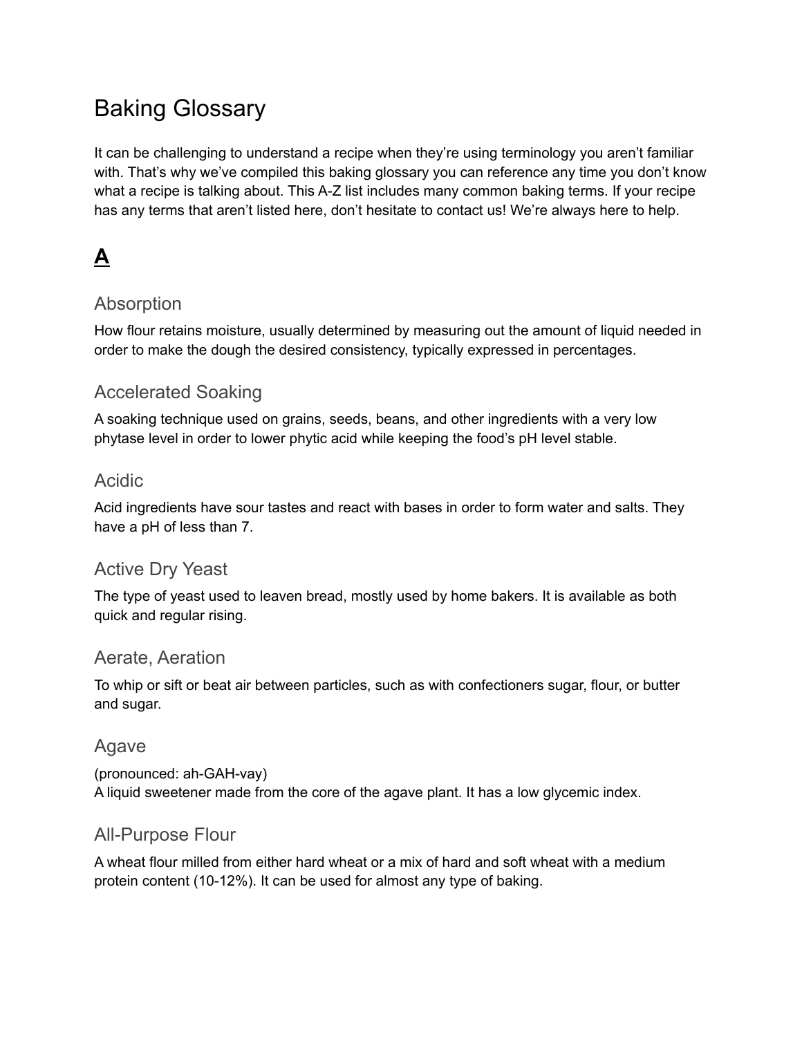# Baking Glossary

It can be challenging to understand a recipe when they're using terminology you aren't familiar with. That's why we've compiled this baking glossary you can reference any time you don't know what a recipe is talking about. This A-Z list includes many common baking terms. If your recipe has any terms that aren't listed here, don't hesitate to contact us! We're always here to help.

## A

### Absorption

How flour retains moisture, usually determined by measuring out the amount of liquid needed in order to make the dough the desired consistency, typically expressed in percentages.

### Accelerated Soaking

A soaking technique used on grains, seeds, beans, and other ingredients with a very low phytase level in order to lower phytic acid while keeping the food's pH level stable.

### Acidic

Acid ingredients have sour tastes and react with bases in order to form water and salts. They have a pH of less than 7.

### Active Dry Yeast

The type of yeast used to leaven bread, mostly used by home bakers. It is available as both quick and regular rising.

### Aerate, Aeration

To whip or sift or beat air between particles, such as with confectioners sugar, flour, or butter and sugar.

### Agave

(pronounced: ah-GAH-vay)
A liquid sweetener made from the core of the agave plant. It has a low glycemic index.

### All-Purpose Flour

A wheat flour milled from either hard wheat or a mix of hard and soft wheat with a medium protein content (10-12%). It can be used for almost any type of baking.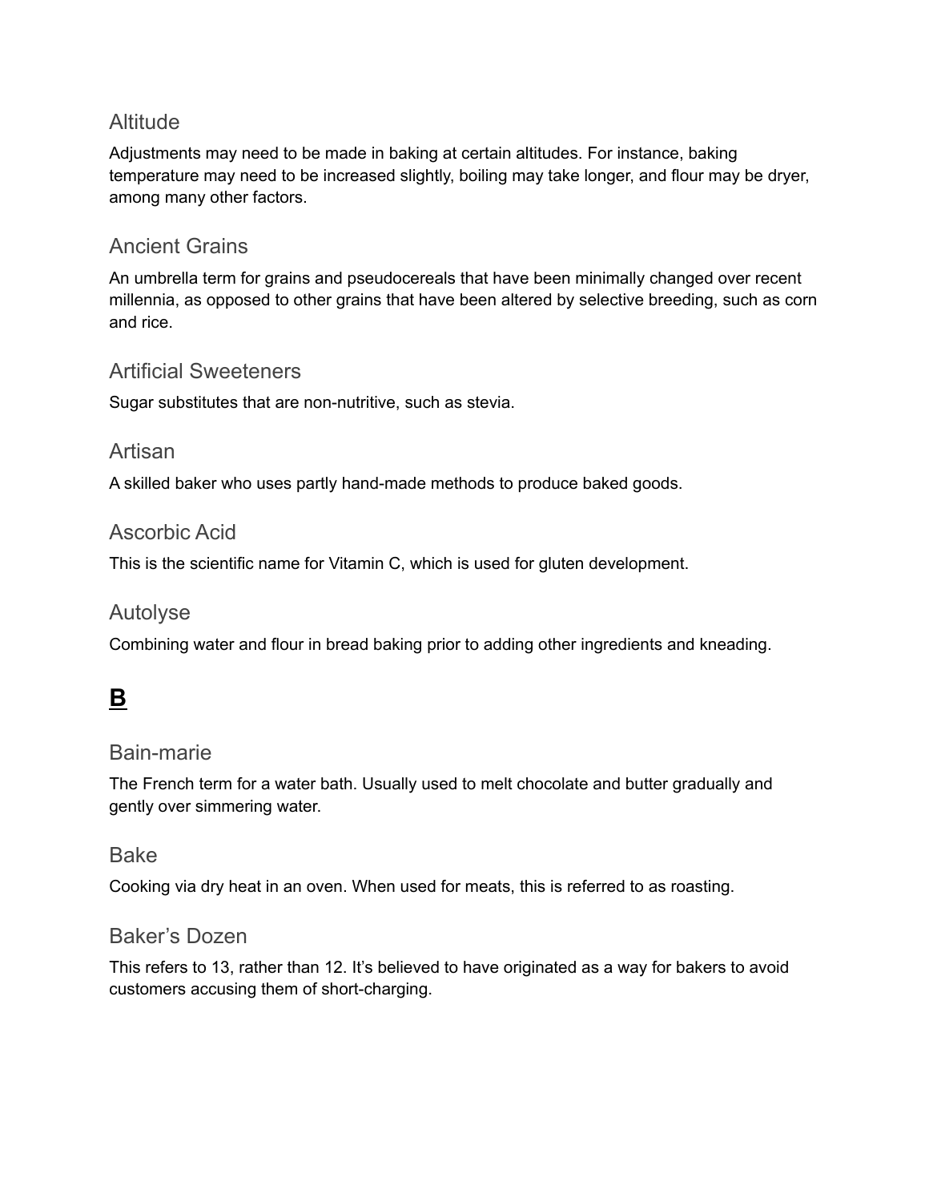### Altitude

Adjustments may need to be made in baking at certain altitudes. For instance, baking temperature may need to be increased slightly, boiling may take longer, and flour may be dryer, among many other factors.

### Ancient Grains

An umbrella term for grains and pseudocereals that have been minimally changed over recent millennia, as opposed to other grains that have been altered by selective breeding, such as corn and rice.

### Artificial Sweeteners

Sugar substitutes that are non-nutritive, such as stevia.

### Artisan

A skilled baker who uses partly hand-made methods to produce baked goods.

### Ascorbic Acid

This is the scientific name for Vitamin C, which is used for gluten development.

### Autolyse

Combining water and flour in bread baking prior to adding other ingredients and kneading.

## **B**

### Bain-marie

The French term for a water bath. Usually used to melt chocolate and butter gradually and gently over simmering water.

### Bake

Cooking via dry heat in an oven. When used for meats, this is referred to as roasting.

### Baker's Dozen

This refers to 13, rather than 12. It's believed to have originated as a way for bakers to avoid customers accusing them of short-charging.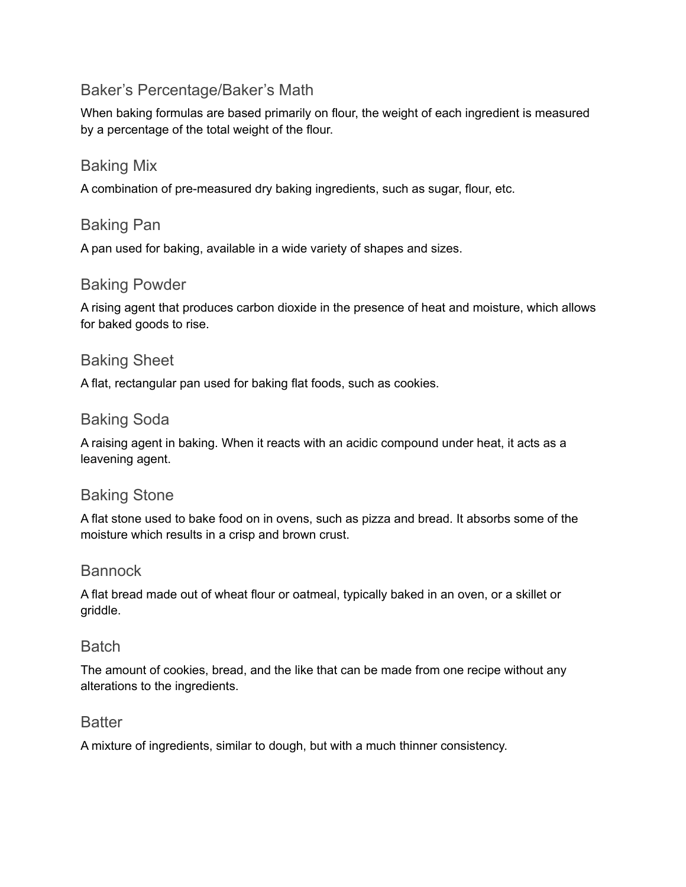## Baker's Percentage/Baker's Math

When baking formulas are based primarily on flour, the weight of each ingredient is measured by a percentage of the total weight of the flour.

## Baking Mix

A combination of pre-measured dry baking ingredients, such as sugar, flour, etc.

## Baking Pan

A pan used for baking, available in a wide variety of shapes and sizes.

## Baking Powder

A rising agent that produces carbon dioxide in the presence of heat and moisture, which allows for baked goods to rise.

## Baking Sheet

A flat, rectangular pan used for baking flat foods, such as cookies.

## Baking Soda

A raising agent in baking. When it reacts with an acidic compound under heat, it acts as a leavening agent.

## Baking Stone

A flat stone used to bake food on in ovens, such as pizza and bread. It absorbs some of the moisture which results in a crisp and brown crust.

## Bannock

A flat bread made out of wheat flour or oatmeal, typically baked in an oven, or a skillet or griddle.

## Batch

The amount of cookies, bread, and the like that can be made from one recipe without any alterations to the ingredients.

## Batter

A mixture of ingredients, similar to dough, but with a much thinner consistency.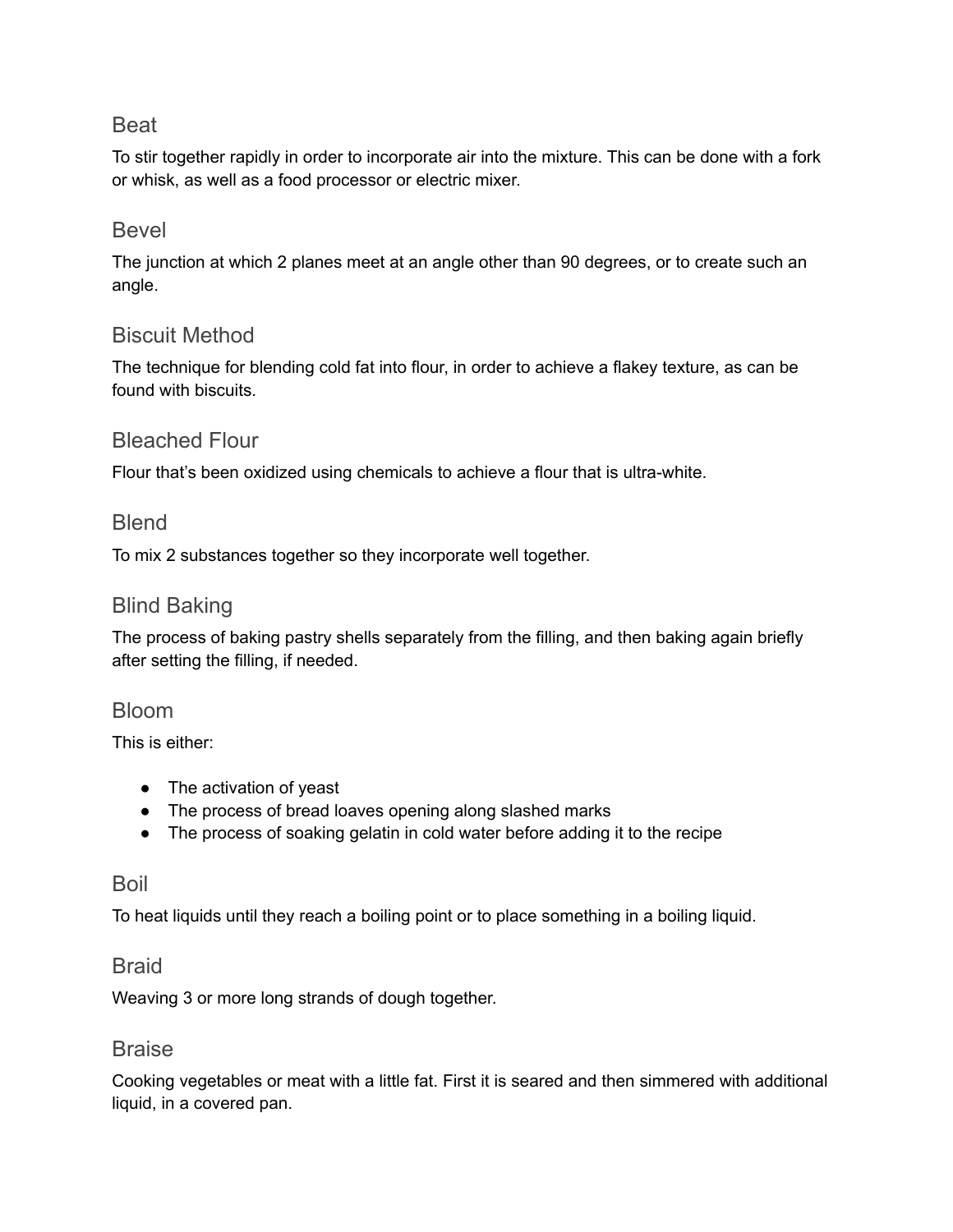## Beat

To stir together rapidly in order to incorporate air into the mixture. This can be done with a fork or whisk, as well as a food processor or electric mixer.

## Bevel

The junction at which 2 planes meet at an angle other than 90 degrees, or to create such an angle.

## Biscuit Method

The technique for blending cold fat into flour, in order to achieve a flakey texture, as can be found with biscuits.

## Bleached Flour

Flour that's been oxidized using chemicals to achieve a flour that is ultra-white.

## Blend

To mix 2 substances together so they incorporate well together.

## Blind Baking

The process of baking pastry shells separately from the filling, and then baking again briefly after setting the filling, if needed.

## Bloom

This is either:

- The activation of yeast
- The process of bread loaves opening along slashed marks
- The process of soaking gelatin in cold water before adding it to the recipe

## Boil

To heat liquids until they reach a boiling point or to place something in a boiling liquid.

## Braid

Weaving 3 or more long strands of dough together.

## Braise

Cooking vegetables or meat with a little fat. First it is seared and then simmered with additional liquid, in a covered pan.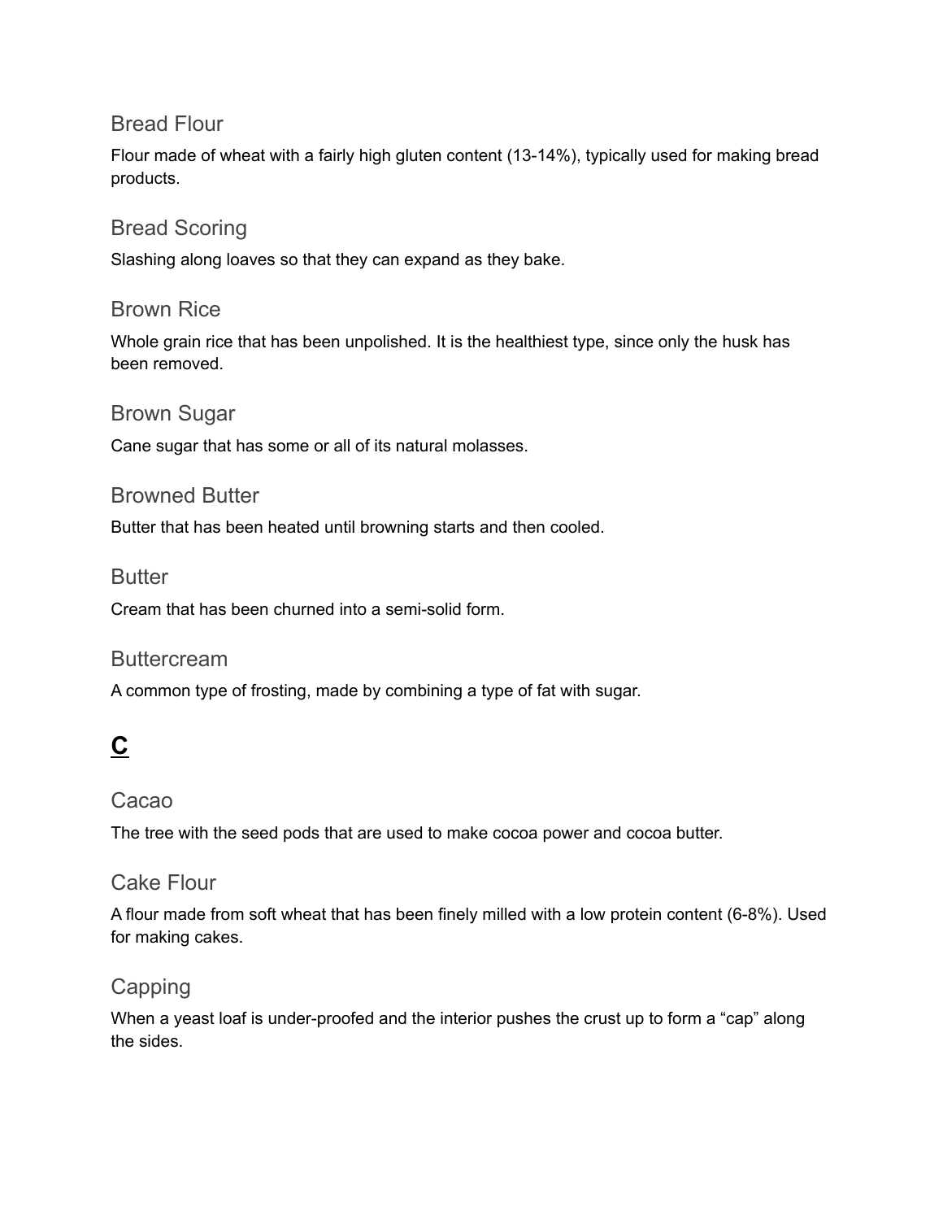### Bread Flour

Flour made of wheat with a fairly high gluten content (13-14%), typically used for making bread products.

### Bread Scoring

Slashing along loaves so that they can expand as they bake.

### Brown Rice

Whole grain rice that has been unpolished. It is the healthiest type, since only the husk has been removed.

### Brown Sugar

Cane sugar that has some or all of its natural molasses.

### Browned Butter

Butter that has been heated until browning starts and then cooled.

### Butter

Cream that has been churned into a semi-solid form.

### Buttercream

A common type of frosting, made by combining a type of fat with sugar.

## C

### Cacao

The tree with the seed pods that are used to make cocoa power and cocoa butter.

### Cake Flour

A flour made from soft wheat that has been finely milled with a low protein content (6-8%). Used for making cakes.

### Capping

When a yeast loaf is under-proofed and the interior pushes the crust up to form a “cap” along the sides.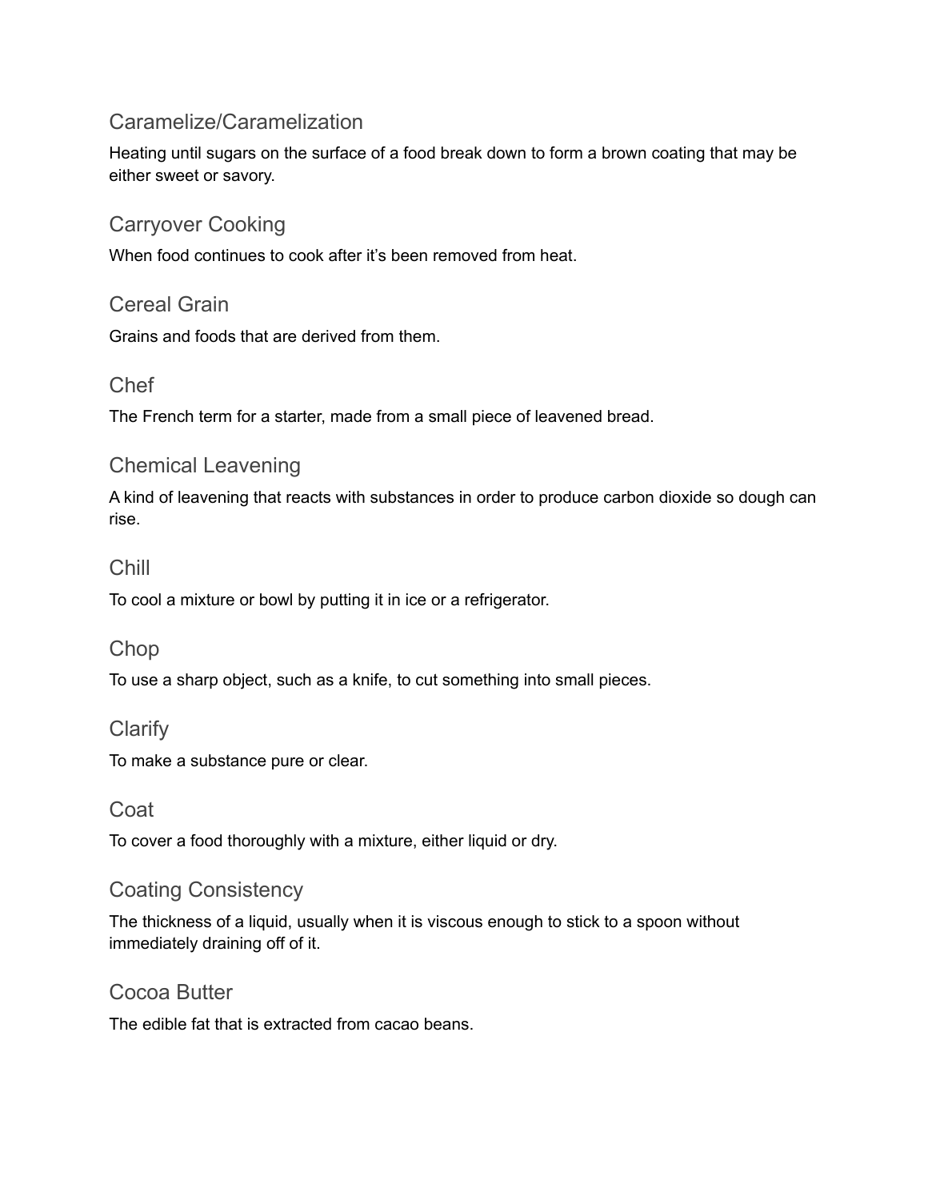## Caramelize/Caramelization

Heating until sugars on the surface of a food break down to form a brown coating that may be either sweet or savory.

## Carryover Cooking

When food continues to cook after it's been removed from heat.

## Cereal Grain

Grains and foods that are derived from them.

## Chef

The French term for a starter, made from a small piece of leavened bread.

## Chemical Leavening

A kind of leavening that reacts with substances in order to produce carbon dioxide so dough can rise.

## Chill

To cool a mixture or bowl by putting it in ice or a refrigerator.

## Chop

To use a sharp object, such as a knife, to cut something into small pieces.

## Clarify

To make a substance pure or clear.

## Coat

To cover a food thoroughly with a mixture, either liquid or dry.

## Coating Consistency

The thickness of a liquid, usually when it is viscous enough to stick to a spoon without immediately draining off of it.

## Cocoa Butter

The edible fat that is extracted from cacao beans.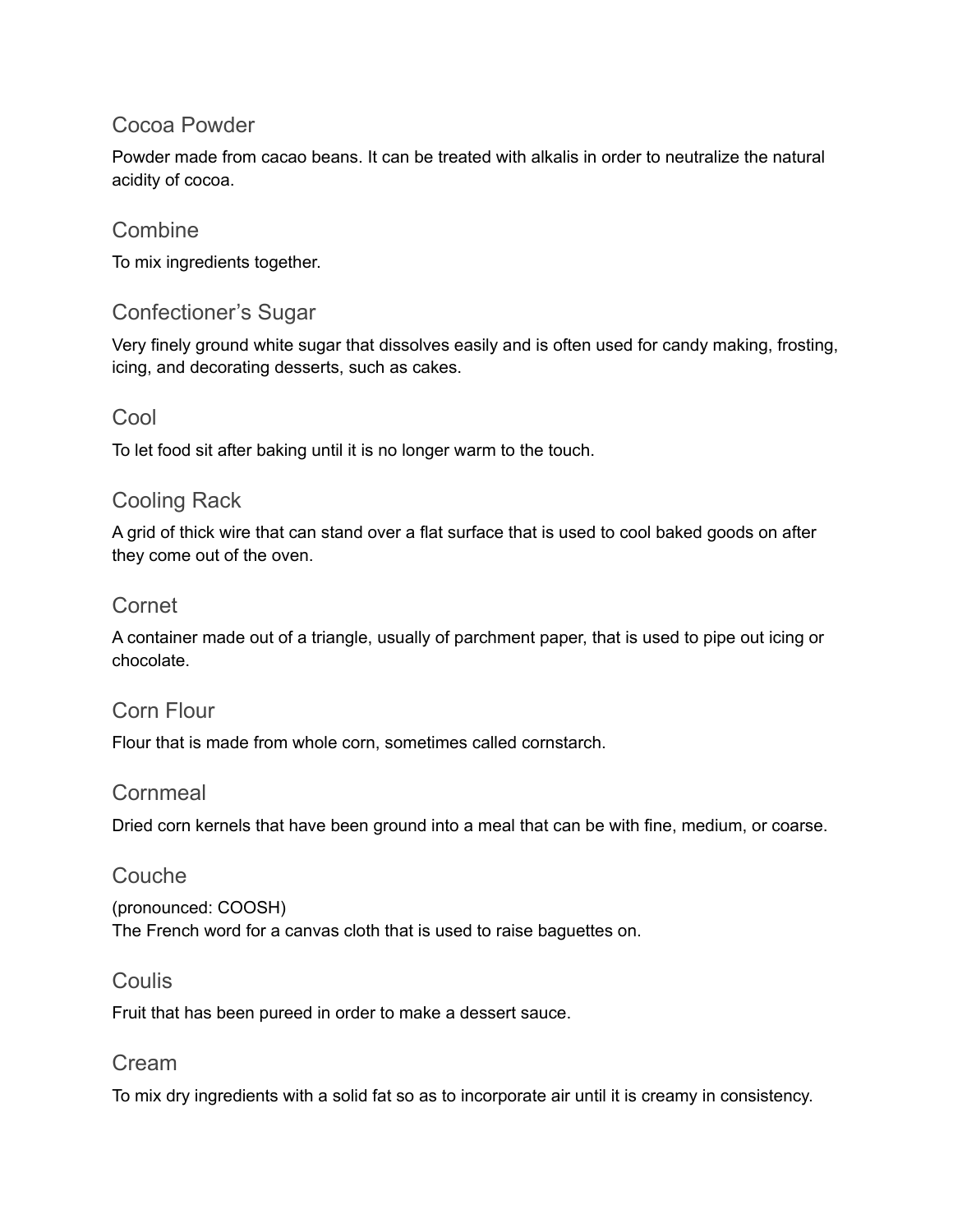## Cocoa Powder

Powder made from cacao beans. It can be treated with alkalis in order to neutralize the natural acidity of cocoa.

## Combine

To mix ingredients together.

## Confectioner's Sugar

Very finely ground white sugar that dissolves easily and is often used for candy making, frosting, icing, and decorating desserts, such as cakes.

## Cool

To let food sit after baking until it is no longer warm to the touch.

## Cooling Rack

A grid of thick wire that can stand over a flat surface that is used to cool baked goods on after they come out of the oven.

## Cornet

A container made out of a triangle, usually of parchment paper, that is used to pipe out icing or chocolate.

## Corn Flour

Flour that is made from whole corn, sometimes called cornstarch.

## Cornmeal

Dried corn kernels that have been ground into a meal that can be with fine, medium, or coarse.

## Couche

(pronounced: COOSH)
The French word for a canvas cloth that is used to raise baguettes on.

## Coulis

Fruit that has been pureed in order to make a dessert sauce.

## Cream

To mix dry ingredients with a solid fat so as to incorporate air until it is creamy in consistency.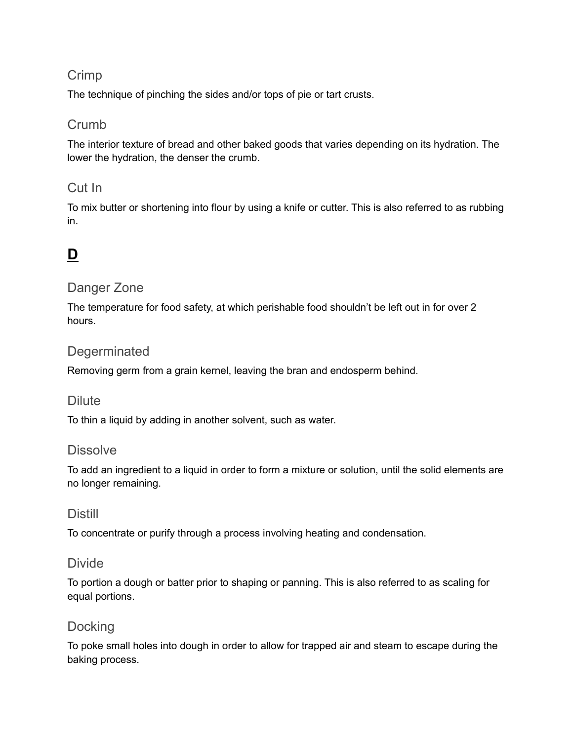### Crimp

The technique of pinching the sides and/or tops of pie or tart crusts.

### Crumb

The interior texture of bread and other baked goods that varies depending on its hydration. The lower the hydration, the denser the crumb.

### Cut In

To mix butter or shortening into flour by using a knife or cutter. This is also referred to as rubbing in.

## **D**

### Danger Zone

The temperature for food safety, at which perishable food shouldn't be left out in for over 2 hours.

### Degerminated

Removing germ from a grain kernel, leaving the bran and endosperm behind.

### Dilute

To thin a liquid by adding in another solvent, such as water.

### Dissolve

To add an ingredient to a liquid in order to form a mixture or solution, until the solid elements are no longer remaining.

### Distill

To concentrate or purify through a process involving heating and condensation.

### Divide

To portion a dough or batter prior to shaping or panning. This is also referred to as scaling for equal portions.

### Docking

To poke small holes into dough in order to allow for trapped air and steam to escape during the baking process.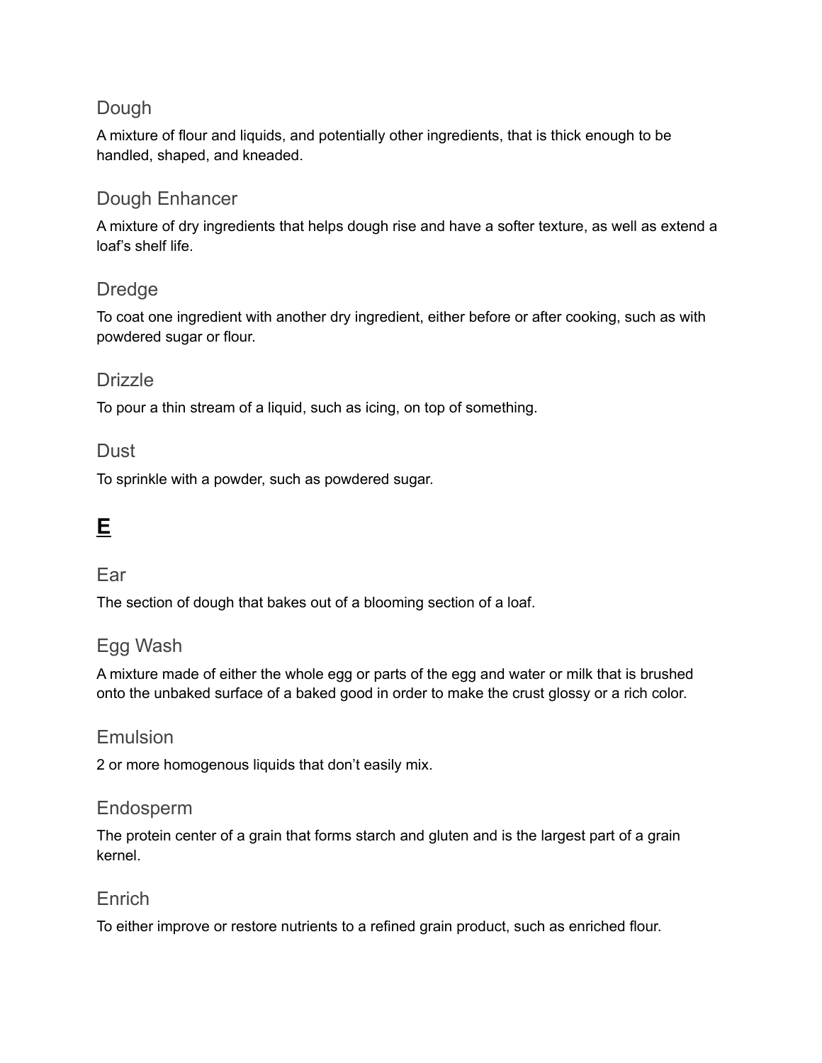### Dough

A mixture of flour and liquids, and potentially other ingredients, that is thick enough to be handled, shaped, and kneaded.

### Dough Enhancer

A mixture of dry ingredients that helps dough rise and have a softer texture, as well as extend a loaf's shelf life.

### Dredge

To coat one ingredient with another dry ingredient, either before or after cooking, such as with powdered sugar or flour.

### Drizzle

To pour a thin stream of a liquid, such as icing, on top of something.

### Dust

To sprinkle with a powder, such as powdered sugar.

## **E**

### Ear

The section of dough that bakes out of a blooming section of a loaf.

### Egg Wash

A mixture made of either the whole egg or parts of the egg and water or milk that is brushed onto the unbaked surface of a baked good in order to make the crust glossy or a rich color.

### Emulsion

2 or more homogenous liquids that don't easily mix.

### Endosperm

The protein center of a grain that forms starch and gluten and is the largest part of a grain kernel.

### Enrich

To either improve or restore nutrients to a refined grain product, such as enriched flour.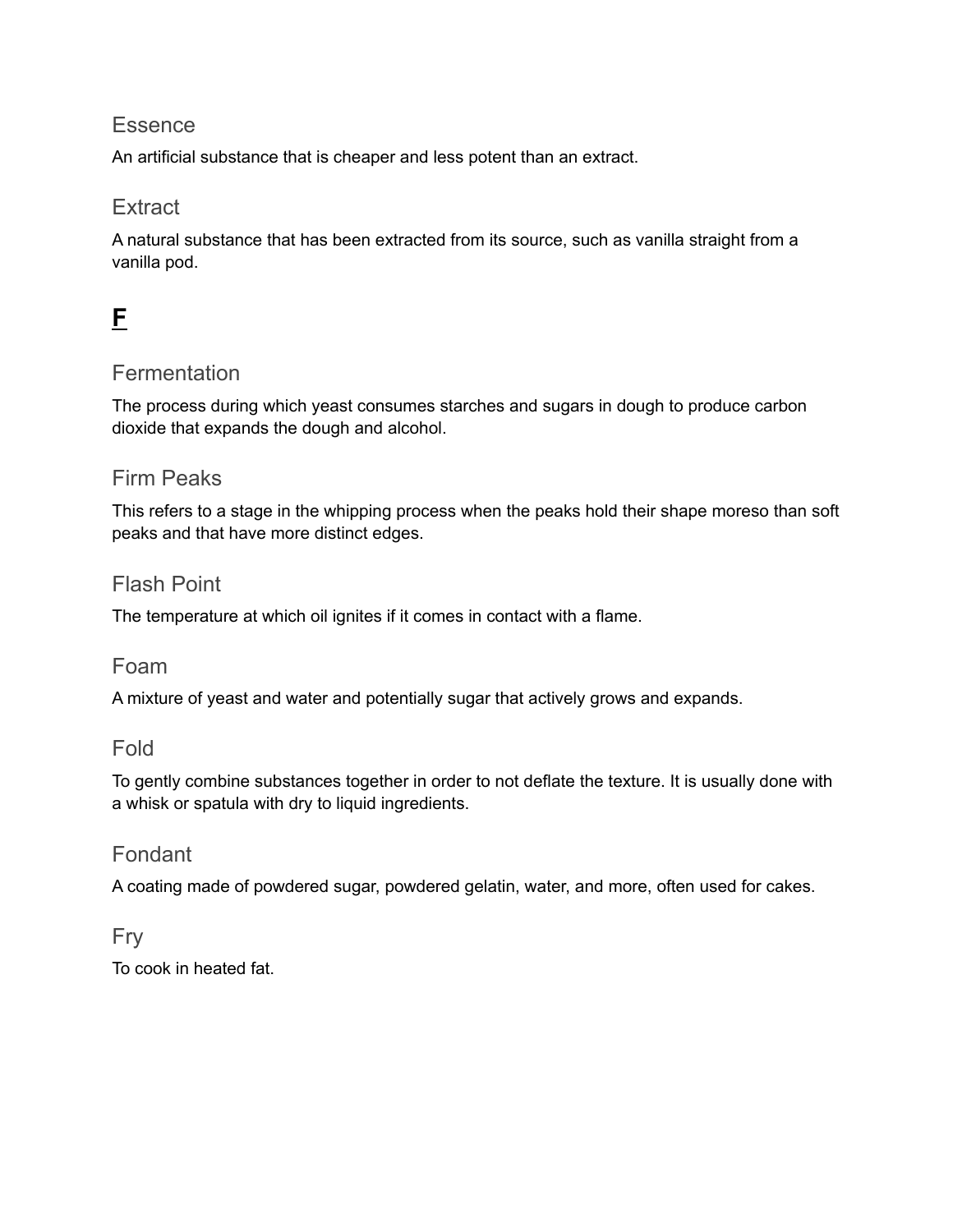### Essence

An artificial substance that is cheaper and less potent than an extract.

### Extract

A natural substance that has been extracted from its source, such as vanilla straight from a vanilla pod.

## **F**

### Fermentation

The process during which yeast consumes starches and sugars in dough to produce carbon dioxide that expands the dough and alcohol.

### Firm Peaks

This refers to a stage in the whipping process when the peaks hold their shape moreso than soft peaks and that have more distinct edges.

### Flash Point

The temperature at which oil ignites if it comes in contact with a flame.

### Foam

A mixture of yeast and water and potentially sugar that actively grows and expands.

### Fold

To gently combine substances together in order to not deflate the texture. It is usually done with a whisk or spatula with dry to liquid ingredients.

### Fondant

A coating made of powdered sugar, powdered gelatin, water, and more, often used for cakes.

### Fry

To cook in heated fat.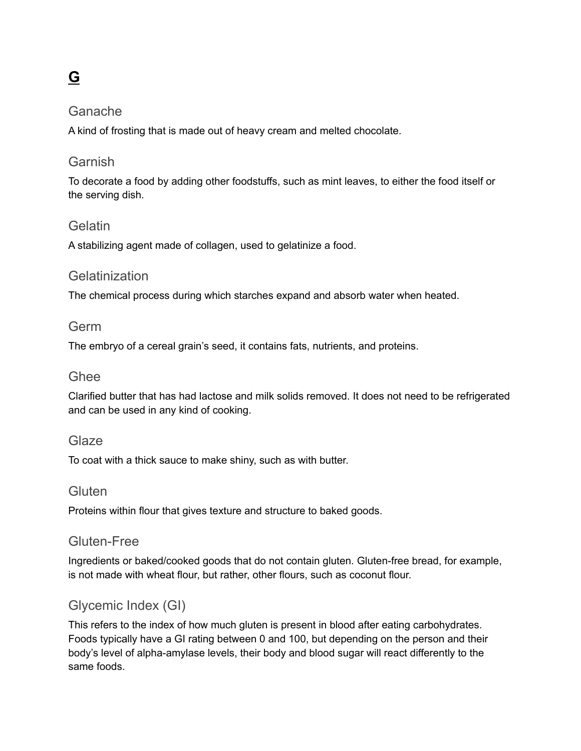# G

## Ganache

A kind of frosting that is made out of heavy cream and melted chocolate.

## Garnish

To decorate a food by adding other foodstuffs, such as mint leaves, to either the food itself or the serving dish.

## Gelatin

A stabilizing agent made of collagen, used to gelatinize a food.

## Gelatinization

The chemical process during which starches expand and absorb water when heated.

## Germ

The embryo of a cereal grain's seed, it contains fats, nutrients, and proteins.

## Ghee

Clarified butter that has had lactose and milk solids removed. It does not need to be refrigerated and can be used in any kind of cooking.

## Glaze

To coat with a thick sauce to make shiny, such as with butter.

## Gluten

Proteins within flour that gives texture and structure to baked goods.

## Gluten-Free

Ingredients or baked/cooked goods that do not contain gluten. Gluten-free bread, for example, is not made with wheat flour, but rather, other flours, such as coconut flour.

## Glycemic Index (GI)

This refers to the index of how much gluten is present in blood after eating carbohydrates. Foods typically have a GI rating between 0 and 100, but depending on the person and their body's level of alpha-amylase levels, their body and blood sugar will react differently to the same foods.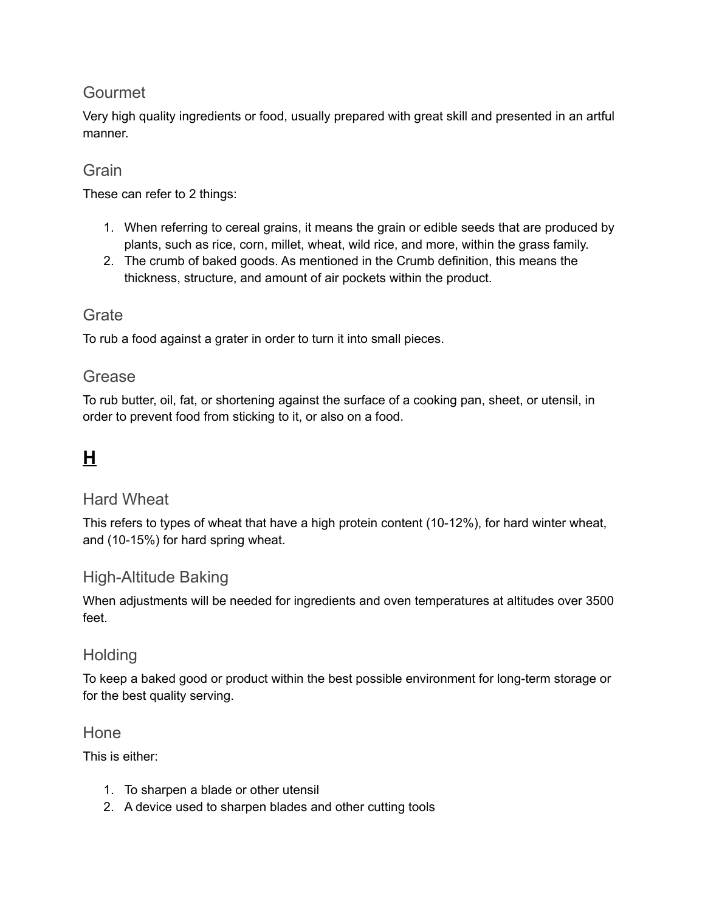### Gourmet

Very high quality ingredients or food, usually prepared with great skill and presented in an artful manner.

### Grain

These can refer to 2 things:

1. When referring to cereal grains, it means the grain or edible seeds that are produced by plants, such as rice, corn, millet, wheat, wild rice, and more, within the grass family.
2. The crumb of baked goods. As mentioned in the Crumb definition, this means the thickness, structure, and amount of air pockets within the product.

### Grate

To rub a food against a grater in order to turn it into small pieces.

### Grease

To rub butter, oil, fat, or shortening against the surface of a cooking pan, sheet, or utensil, in order to prevent food from sticking to it, or also on a food.

## **H**

### Hard Wheat

This refers to types of wheat that have a high protein content (10-12%), for hard winter wheat, and (10-15%) for hard spring wheat.

### High-Altitude Baking

When adjustments will be needed for ingredients and oven temperatures at altitudes over 3500 feet.

### Holding

To keep a baked good or product within the best possible environment for long-term storage or for the best quality serving.

### Hone

This is either:

1. To sharpen a blade or other utensil
2. A device used to sharpen blades and other cutting tools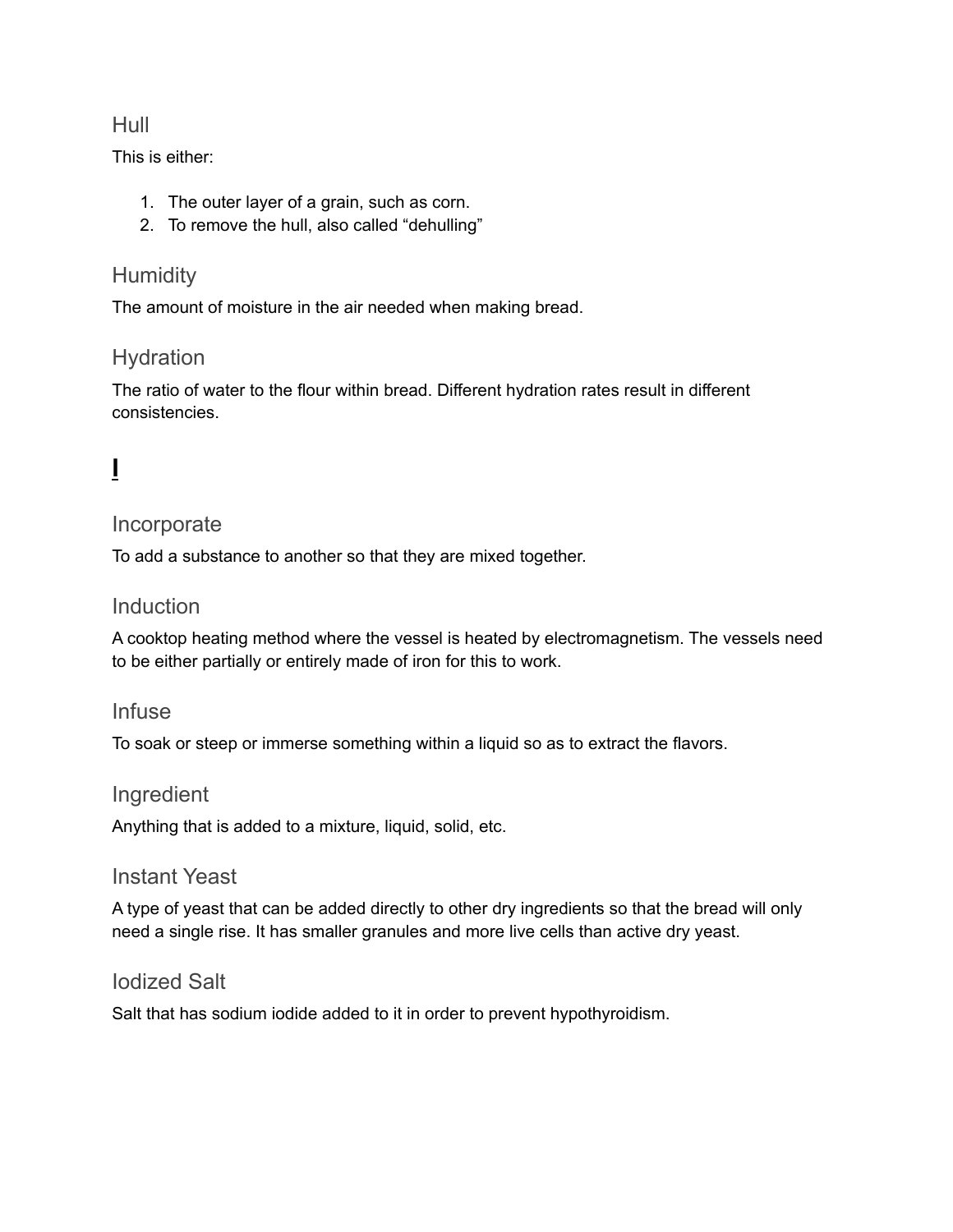### Hull

This is either:

1. The outer layer of a grain, such as corn.
2. To remove the hull, also called "dehulling"

### Humidity

The amount of moisture in the air needed when making bread.

### Hydration

The ratio of water to the flour within bread. Different hydration rates result in different consistencies.

## I

### Incorporate

To add a substance to another so that they are mixed together.

### Induction

A cooktop heating method where the vessel is heated by electromagnetism. The vessels need to be either partially or entirely made of iron for this to work.

### Infuse

To soak or steep or immerse something within a liquid so as to extract the flavors.

### Ingredient

Anything that is added to a mixture, liquid, solid, etc.

### Instant Yeast

A type of yeast that can be added directly to other dry ingredients so that the bread will only need a single rise. It has smaller granules and more live cells than active dry yeast.

### Iodized Salt

Salt that has sodium iodide added to it in order to prevent hypothyroidism.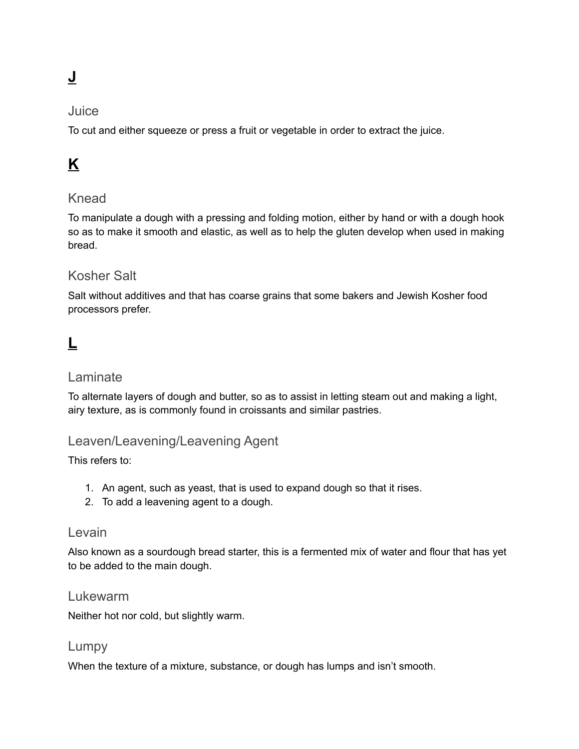# **J**

## Juice

To cut and either squeeze or press a fruit or vegetable in order to extract the juice.

# **K**

## Knead

To manipulate a dough with a pressing and folding motion, either by hand or with a dough hook so as to make it smooth and elastic, as well as to help the gluten develop when used in making bread.

## Kosher Salt

Salt without additives and that has coarse grains that some bakers and Jewish Kosher food processors prefer.

# **L**

## Laminate

To alternate layers of dough and butter, so as to assist in letting steam out and making a light, airy texture, as is commonly found in croissants and similar pastries.

## Leaven/Leavening/Leavening Agent

This refers to:

1. An agent, such as yeast, that is used to expand dough so that it rises.
2. To add a leavening agent to a dough.

## Levain

Also known as a sourdough bread starter, this is a fermented mix of water and flour that has yet to be added to the main dough.

## Lukewarm

Neither hot nor cold, but slightly warm.

## Lumpy

When the texture of a mixture, substance, or dough has lumps and isn't smooth.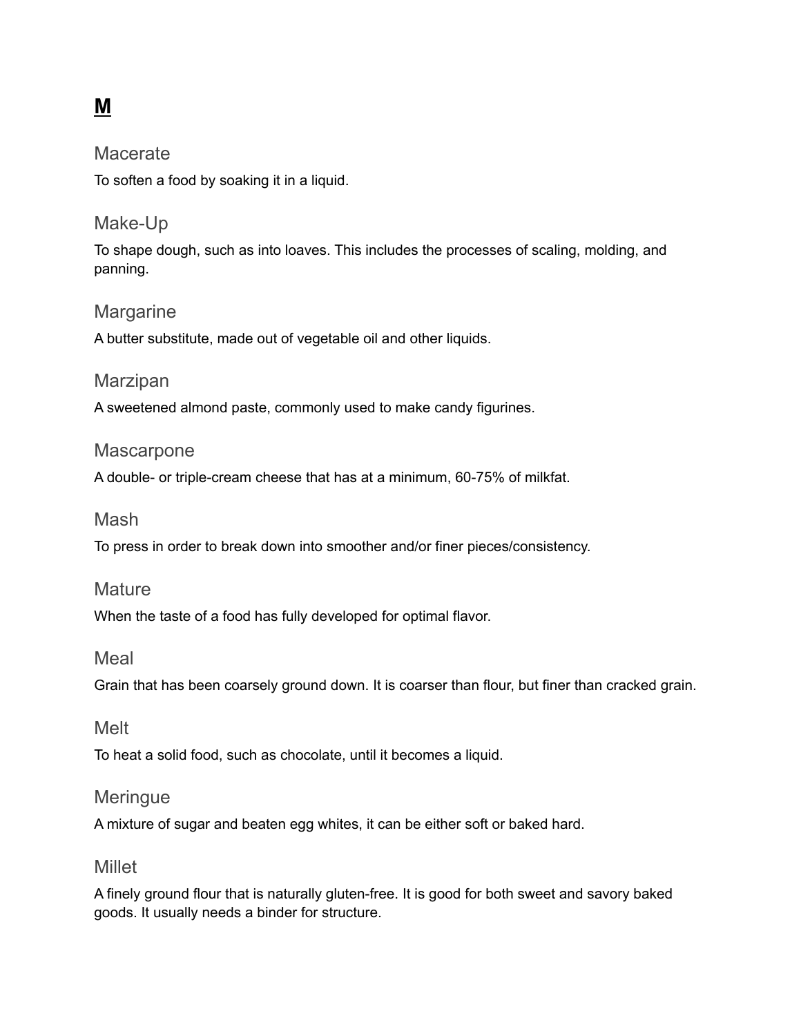## **M**

### Macerate

To soften a food by soaking it in a liquid.

### Make-Up

To shape dough, such as into loaves. This includes the processes of scaling, molding, and panning.

### Margarine

A butter substitute, made out of vegetable oil and other liquids.

### Marzipan

A sweetened almond paste, commonly used to make candy figurines.

### Mascarpone

A double- or triple-cream cheese that has at a minimum, 60-75% of milkfat.

### Mash

To press in order to break down into smoother and/or finer pieces/consistency.

### Mature

When the taste of a food has fully developed for optimal flavor.

### Meal

Grain that has been coarsely ground down. It is coarser than flour, but finer than cracked grain.

### Melt

To heat a solid food, such as chocolate, until it becomes a liquid.

### Meringue

A mixture of sugar and beaten egg whites, it can be either soft or baked hard.

### Millet

A finely ground flour that is naturally gluten-free. It is good for both sweet and savory baked goods. It usually needs a binder for structure.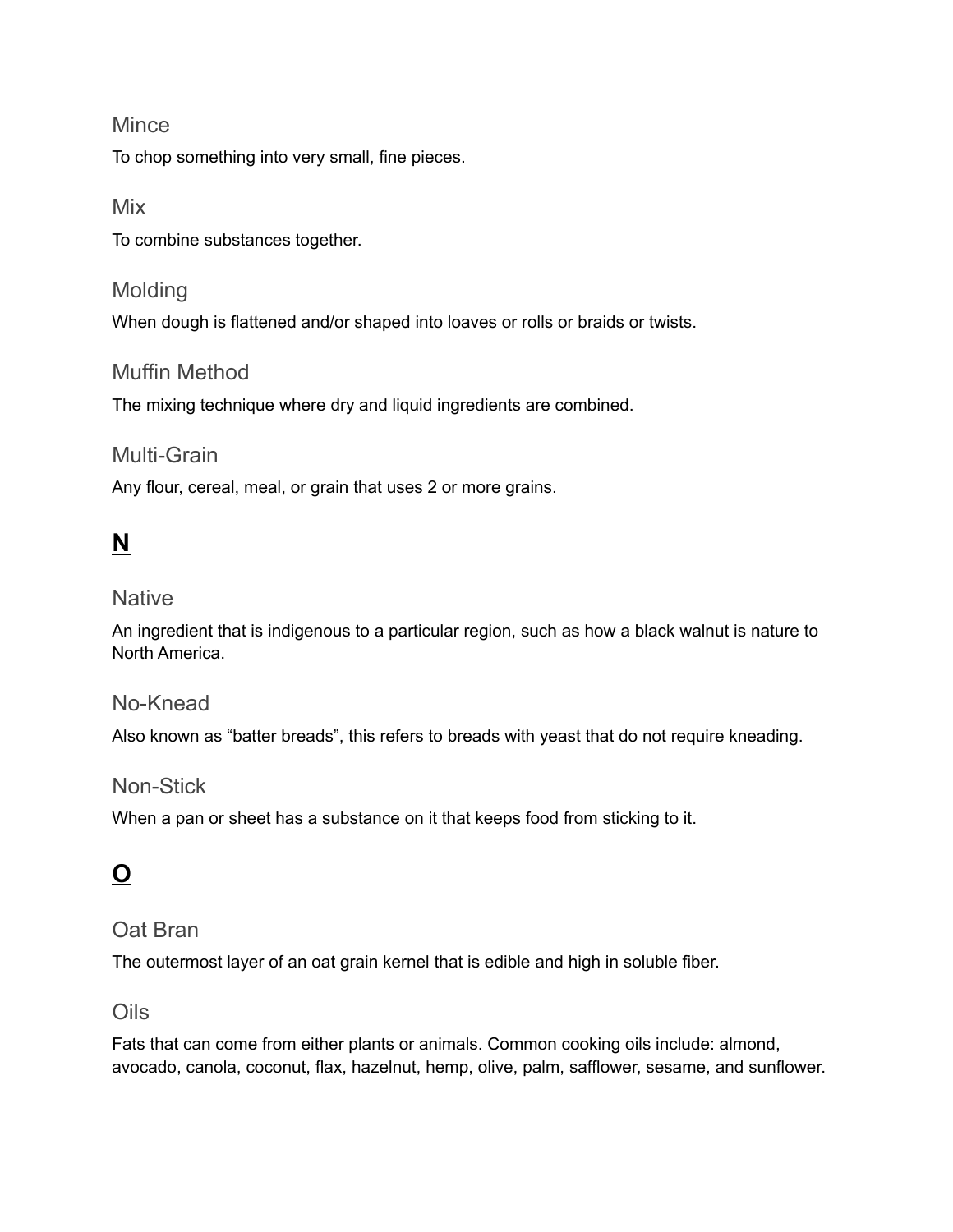### Mince

To chop something into very small, fine pieces.

### Mix

To combine substances together.

### Molding

When dough is flattened and/or shaped into loaves or rolls or braids or twists.

### Muffin Method

The mixing technique where dry and liquid ingredients are combined.

### Multi-Grain

Any flour, cereal, meal, or grain that uses 2 or more grains.

## **N**

### Native

An ingredient that is indigenous to a particular region, such as how a black walnut is nature to North America.

### No-Knead

Also known as “batter breads”, this refers to breads with yeast that do not require kneading.

### Non-Stick

When a pan or sheet has a substance on it that keeps food from sticking to it.

## **O**

### Oat Bran

The outermost layer of an oat grain kernel that is edible and high in soluble fiber.

### Oils

Fats that can come from either plants or animals. Common cooking oils include: almond, avocado, canola, coconut, flax, hazelnut, hemp, olive, palm, safflower, sesame, and sunflower.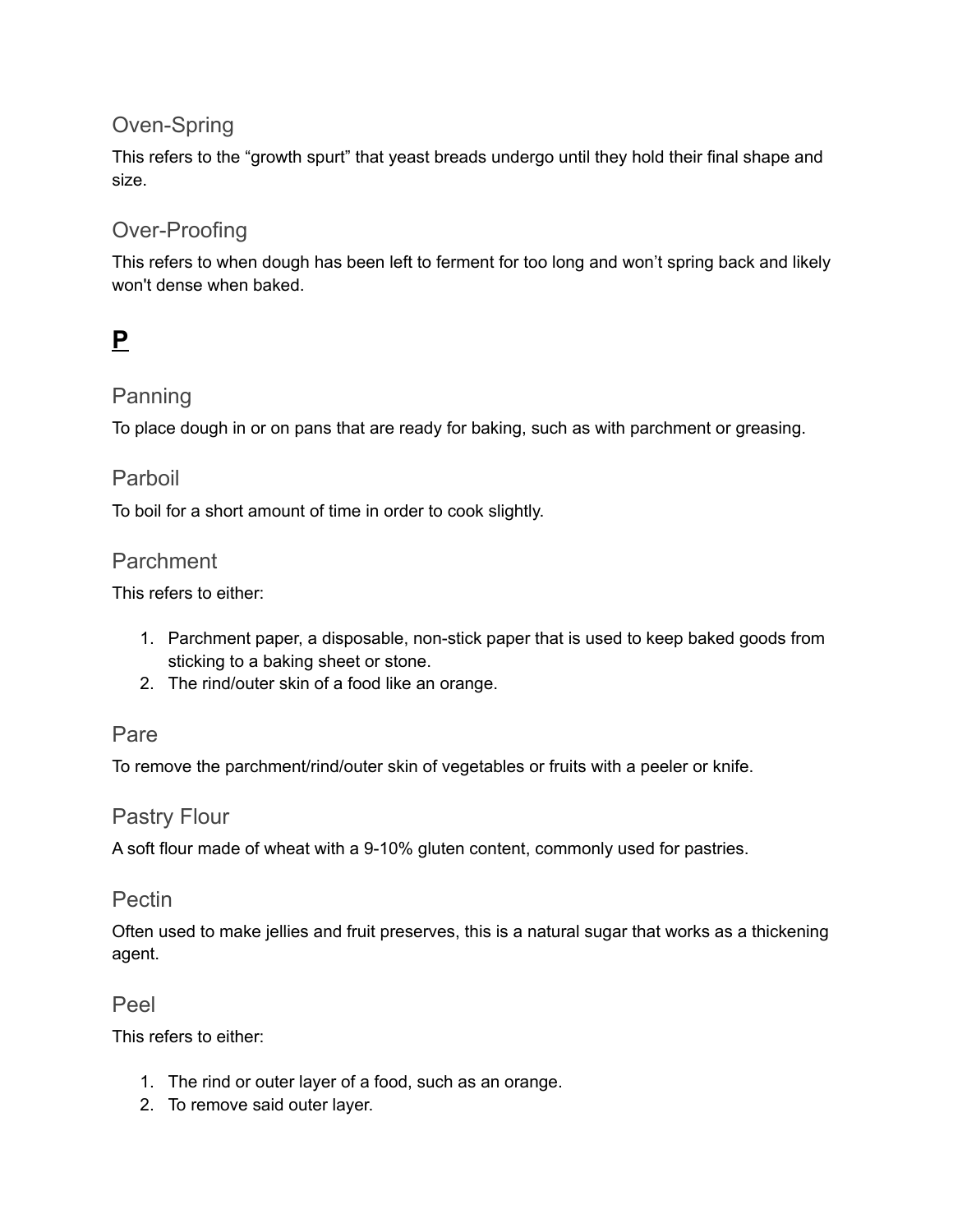### Oven-Spring

This refers to the “growth spurt” that yeast breads undergo until they hold their final shape and size.

### Over-Proofing

This refers to when dough has been left to ferment for too long and won’t spring back and likely won't dense when baked.

## **P**

### Panning

To place dough in or on pans that are ready for baking, such as with parchment or greasing.

### Parboil

To boil for a short amount of time in order to cook slightly.

### Parchment

This refers to either:

1. Parchment paper, a disposable, non-stick paper that is used to keep baked goods from sticking to a baking sheet or stone.
2. The rind/outer skin of a food like an orange.

### Pare

To remove the parchment/rind/outer skin of vegetables or fruits with a peeler or knife.

### Pastry Flour

A soft flour made of wheat with a 9-10% gluten content, commonly used for pastries.

### Pectin

Often used to make jellies and fruit preserves, this is a natural sugar that works as a thickening agent.

### Peel

This refers to either:

1. The rind or outer layer of a food, such as an orange.
2. To remove said outer layer.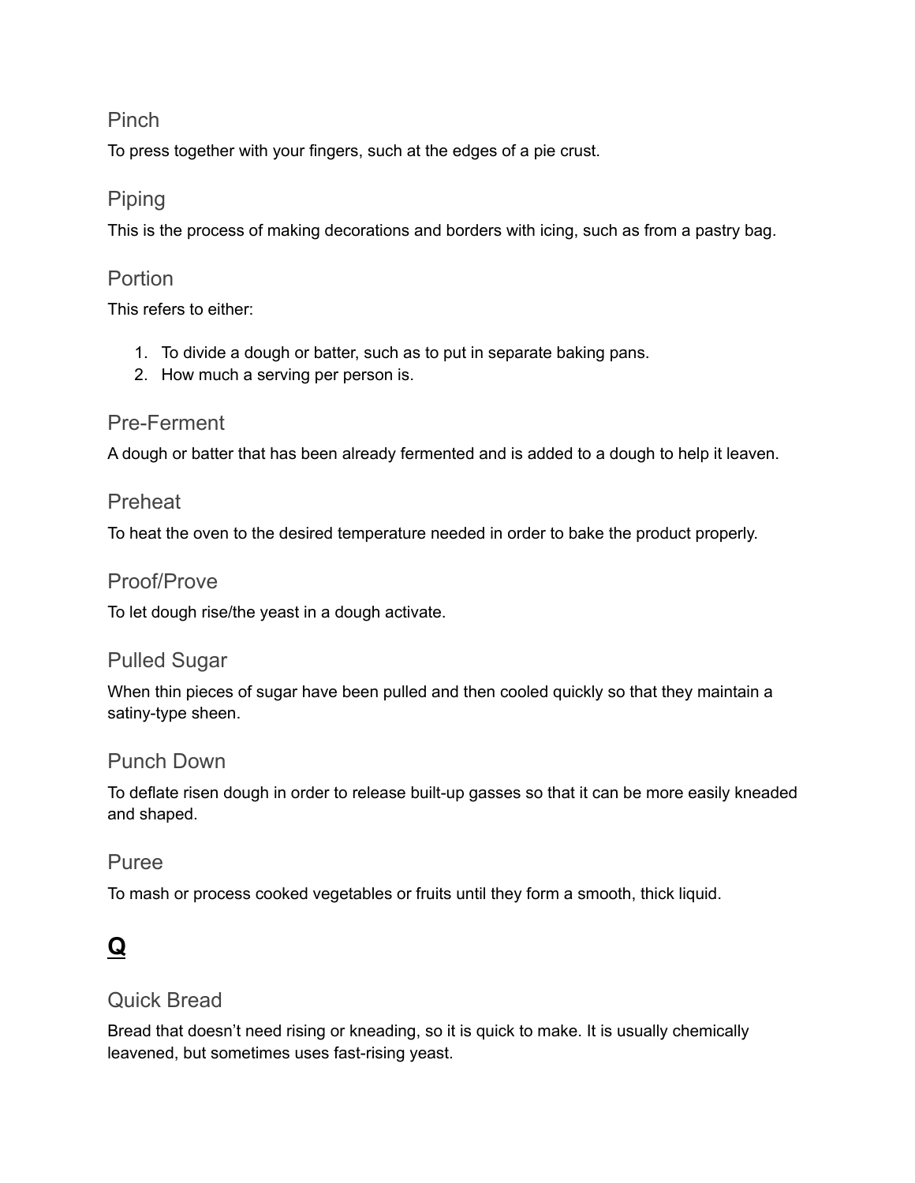### Pinch

To press together with your fingers, such at the edges of a pie crust.

### Piping

This is the process of making decorations and borders with icing, such as from a pastry bag.

### Portion

This refers to either:

1. To divide a dough or batter, such as to put in separate baking pans.
2. How much a serving per person is.

### Pre-Ferment

A dough or batter that has been already fermented and is added to a dough to help it leaven.

### Preheat

To heat the oven to the desired temperature needed in order to bake the product properly.

### Proof/Prove

To let dough rise/the yeast in a dough activate.

### Pulled Sugar

When thin pieces of sugar have been pulled and then cooled quickly so that they maintain a satiny-type sheen.

### Punch Down

To deflate risen dough in order to release built-up gasses so that it can be more easily kneaded and shaped.

### Puree

To mash or process cooked vegetables or fruits until they form a smooth, thick liquid.

## Q

### Quick Bread

Bread that doesn't need rising or kneading, so it is quick to make. It is usually chemically leavened, but sometimes uses fast-rising yeast.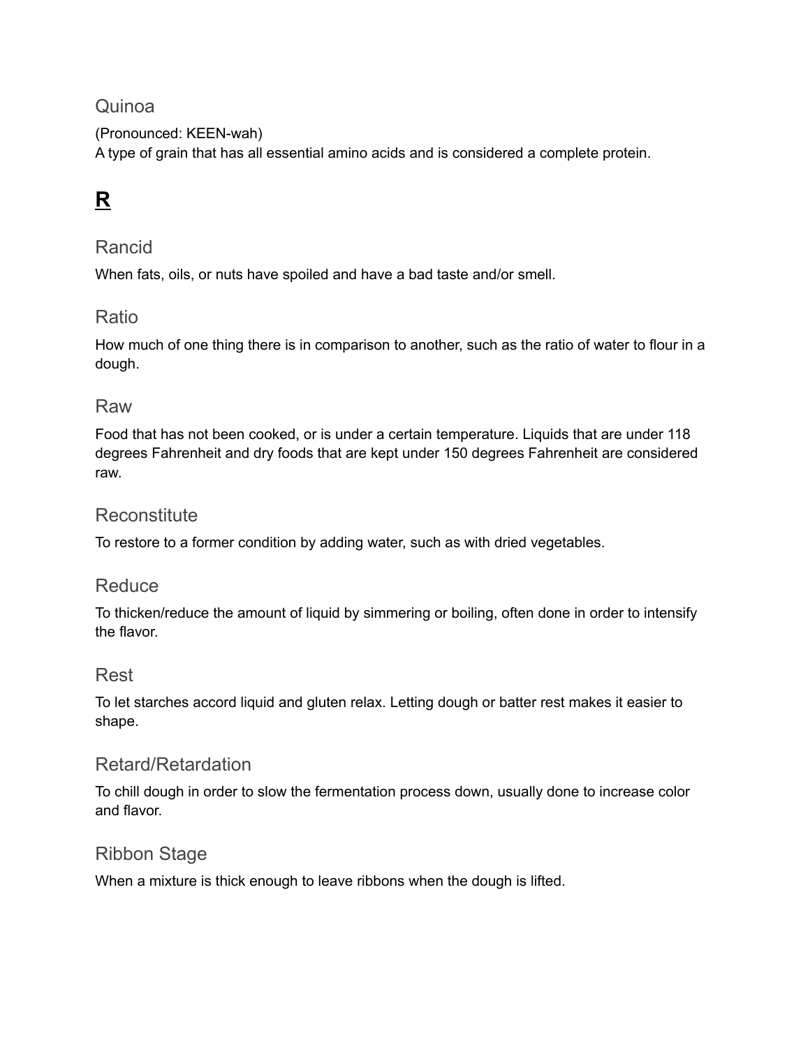### Quinoa

(Pronounced: KEEN-wah)
A type of grain that has all essential amino acids and is considered a complete protein.

## **R**

### Rancid

When fats, oils, or nuts have spoiled and have a bad taste and/or smell.

### Ratio

How much of one thing there is in comparison to another, such as the ratio of water to flour in a dough.

### Raw

Food that has not been cooked, or is under a certain temperature. Liquids that are under 118 degrees Fahrenheit and dry foods that are kept under 150 degrees Fahrenheit are considered raw.

### Reconstitute

To restore to a former condition by adding water, such as with dried vegetables.

### Reduce

To thicken/reduce the amount of liquid by simmering or boiling, often done in order to intensify the flavor.

### Rest

To let starches accord liquid and gluten relax. Letting dough or batter rest makes it easier to shape.

### Retard/Retardation

To chill dough in order to slow the fermentation process down, usually done to increase color and flavor.

### Ribbon Stage

When a mixture is thick enough to leave ribbons when the dough is lifted.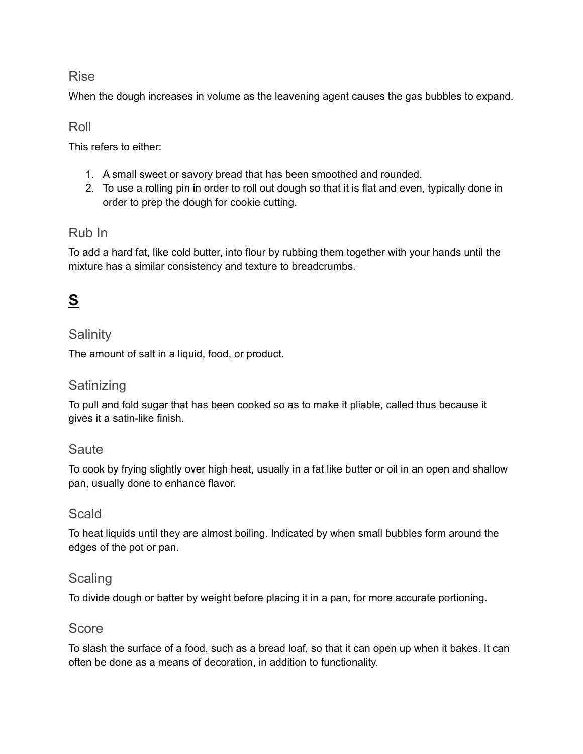### Rise

When the dough increases in volume as the leavening agent causes the gas bubbles to expand.

### Roll

This refers to either:

1. A small sweet or savory bread that has been smoothed and rounded.
2. To use a rolling pin in order to roll out dough so that it is flat and even, typically done in order to prep the dough for cookie cutting.

### Rub In

To add a hard fat, like cold butter, into flour by rubbing them together with your hands until the mixture has a similar consistency and texture to breadcrumbs.

## **S**

### Salinity

The amount of salt in a liquid, food, or product.

### Satinizing

To pull and fold sugar that has been cooked so as to make it pliable, called thus because it gives it a satin-like finish.

### Saute

To cook by frying slightly over high heat, usually in a fat like butter or oil in an open and shallow pan, usually done to enhance flavor.

### Scald

To heat liquids until they are almost boiling. Indicated by when small bubbles form around the edges of the pot or pan.

### Scaling

To divide dough or batter by weight before placing it in a pan, for more accurate portioning.

### Score

To slash the surface of a food, such as a bread loaf, so that it can open up when it bakes. It can often be done as a means of decoration, in addition to functionality.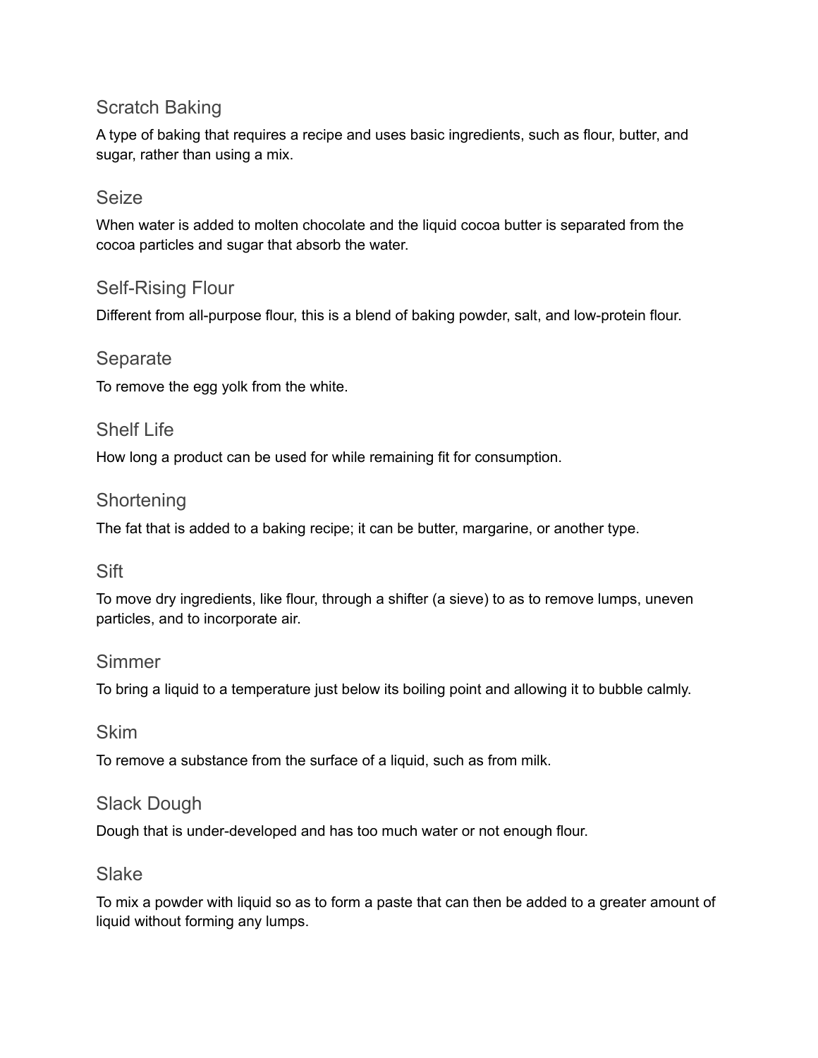## Scratch Baking

A type of baking that requires a recipe and uses basic ingredients, such as flour, butter, and sugar, rather than using a mix.

## Seize

When water is added to molten chocolate and the liquid cocoa butter is separated from the cocoa particles and sugar that absorb the water.

## Self-Rising Flour

Different from all-purpose flour, this is a blend of baking powder, salt, and low-protein flour.

## Separate

To remove the egg yolk from the white.

## Shelf Life

How long a product can be used for while remaining fit for consumption.

## Shortening

The fat that is added to a baking recipe; it can be butter, margarine, or another type.

## Sift

To move dry ingredients, like flour, through a shifter (a sieve) to as to remove lumps, uneven particles, and to incorporate air.

## Simmer

To bring a liquid to a temperature just below its boiling point and allowing it to bubble calmly.

## Skim

To remove a substance from the surface of a liquid, such as from milk.

## Slack Dough

Dough that is under-developed and has too much water or not enough flour.

## Slake

To mix a powder with liquid so as to form a paste that can then be added to a greater amount of liquid without forming any lumps.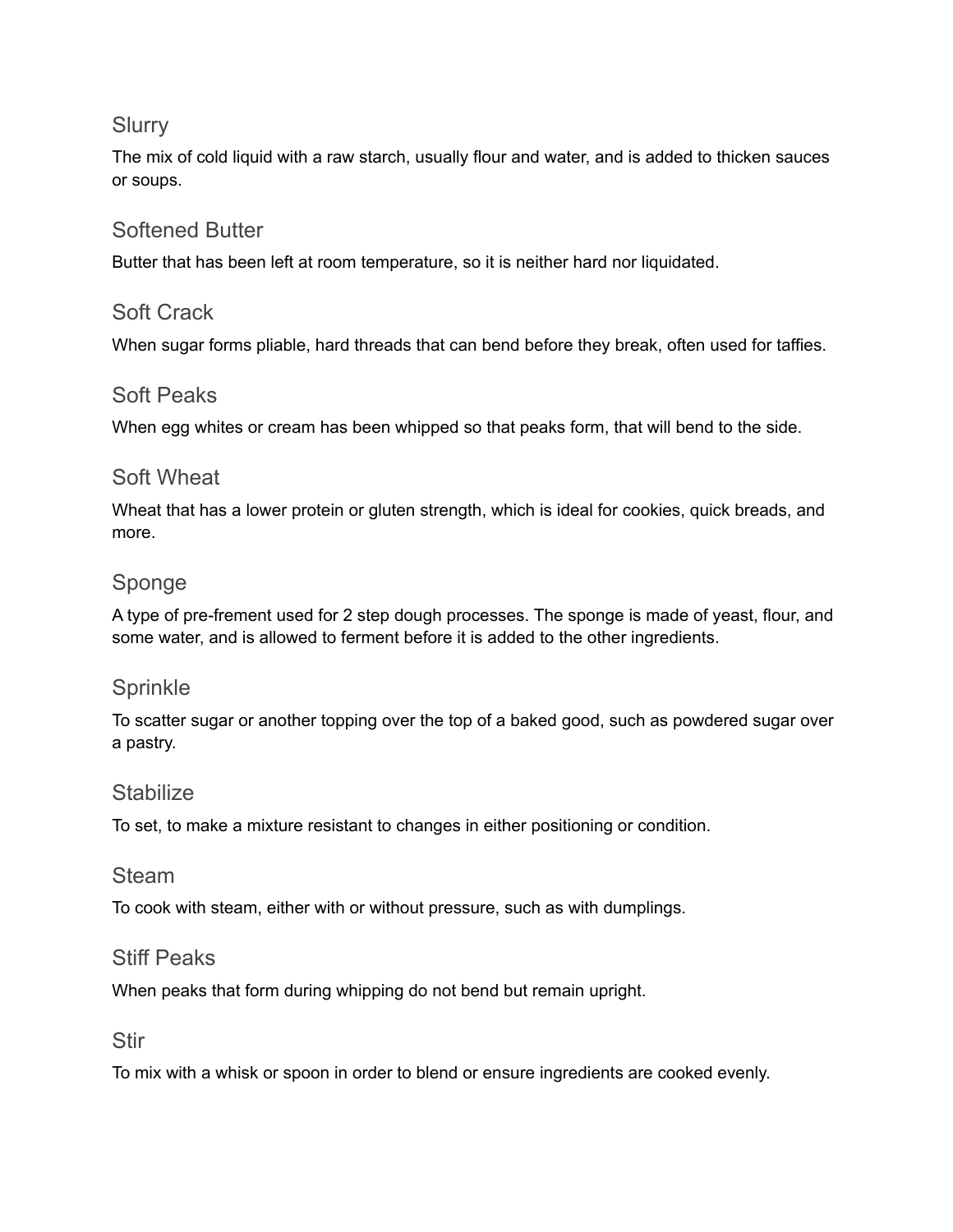### Slurry

The mix of cold liquid with a raw starch, usually flour and water, and is added to thicken sauces or soups.

### Softened Butter

Butter that has been left at room temperature, so it is neither hard nor liquidated.

### Soft Crack

When sugar forms pliable, hard threads that can bend before they break, often used for taffies.

### Soft Peaks

When egg whites or cream has been whipped so that peaks form, that will bend to the side.

### Soft Wheat

Wheat that has a lower protein or gluten strength, which is ideal for cookies, quick breads, and more.

### Sponge

A type of pre-frement used for 2 step dough processes. The sponge is made of yeast, flour, and some water, and is allowed to ferment before it is added to the other ingredients.

### Sprinkle

To scatter sugar or another topping over the top of a baked good, such as powdered sugar over a pastry.

### Stabilize

To set, to make a mixture resistant to changes in either positioning or condition.

### Steam

To cook with steam, either with or without pressure, such as with dumplings.

### Stiff Peaks

When peaks that form during whipping do not bend but remain upright.

### Stir

To mix with a whisk or spoon in order to blend or ensure ingredients are cooked evenly.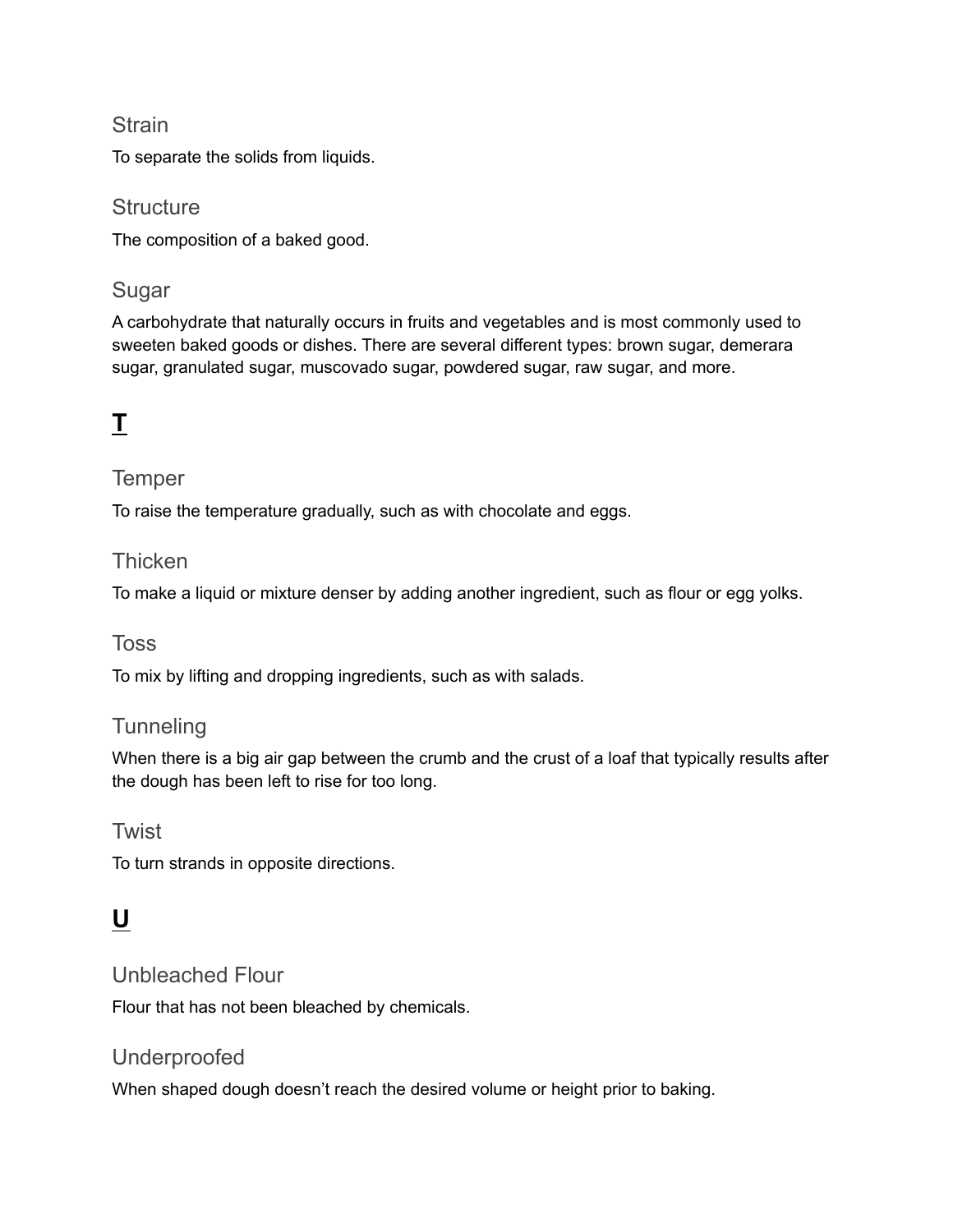### Strain

To separate the solids from liquids.

### Structure

The composition of a baked good.

### Sugar

A carbohydrate that naturally occurs in fruits and vegetables and is most commonly used to sweeten baked goods or dishes. There are several different types: brown sugar, demerara sugar, granulated sugar, muscovado sugar, powdered sugar, raw sugar, and more.

## T

### Temper

To raise the temperature gradually, such as with chocolate and eggs.

### Thicken

To make a liquid or mixture denser by adding another ingredient, such as flour or egg yolks.

### Toss

To mix by lifting and dropping ingredients, such as with salads.

### Tunneling

When there is a big air gap between the crumb and the crust of a loaf that typically results after the dough has been left to rise for too long.

### Twist

To turn strands in opposite directions.

## U

### Unbleached Flour

Flour that has not been bleached by chemicals.

### Underproofed

When shaped dough doesn't reach the desired volume or height prior to baking.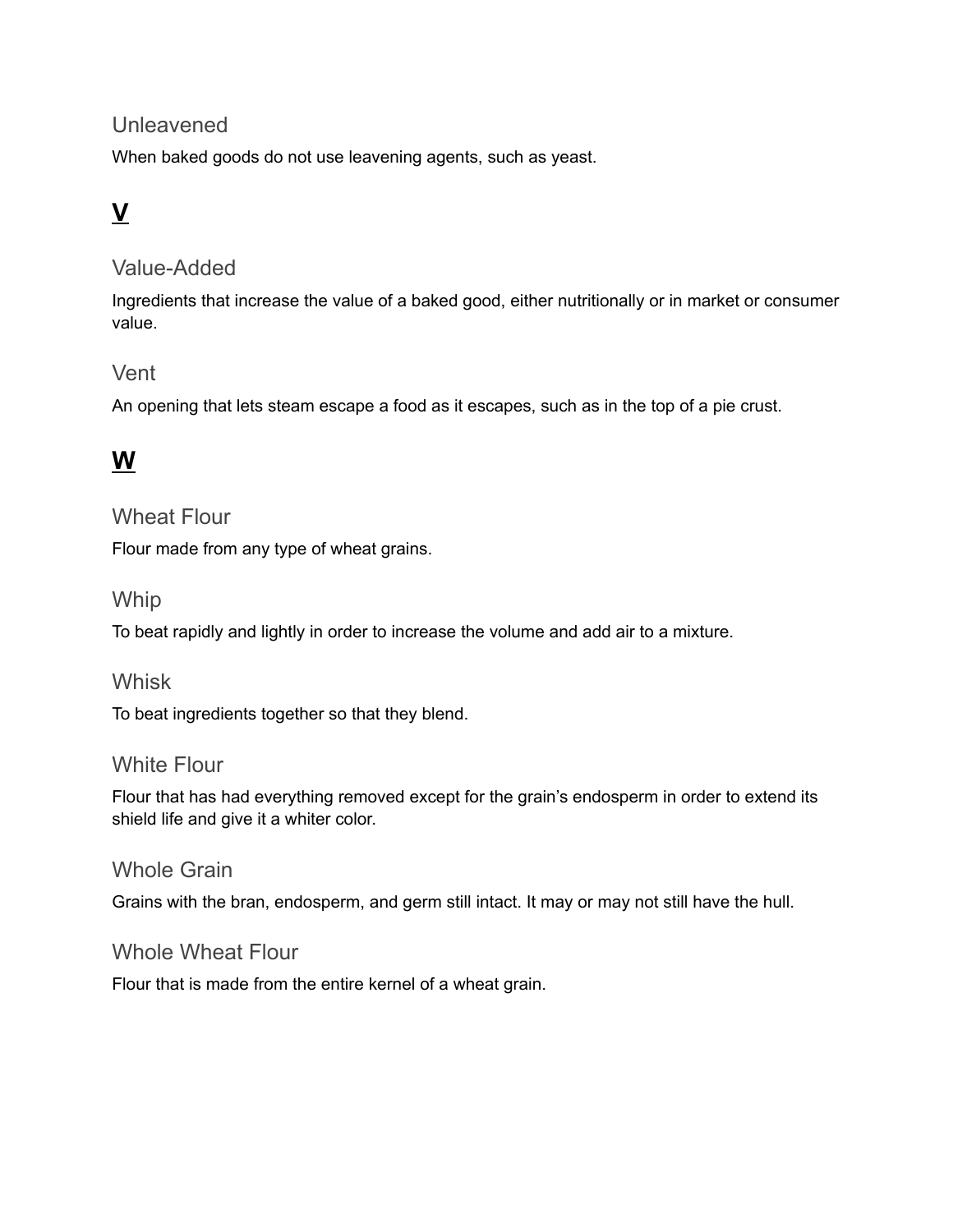### Unleavened

When baked goods do not use leavening agents, such as yeast.

## **V**

### Value-Added

Ingredients that increase the value of a baked good, either nutritionally or in market or consumer value.

### Vent

An opening that lets steam escape a food as it escapes, such as in the top of a pie crust.

## **W**

### Wheat Flour

Flour made from any type of wheat grains.

### Whip

To beat rapidly and lightly in order to increase the volume and add air to a mixture.

### Whisk

To beat ingredients together so that they blend.

### White Flour

Flour that has had everything removed except for the grain's endosperm in order to extend its shield life and give it a whiter color.

### Whole Grain

Grains with the bran, endosperm, and germ still intact. It may or may not still have the hull.

### Whole Wheat Flour

Flour that is made from the entire kernel of a wheat grain.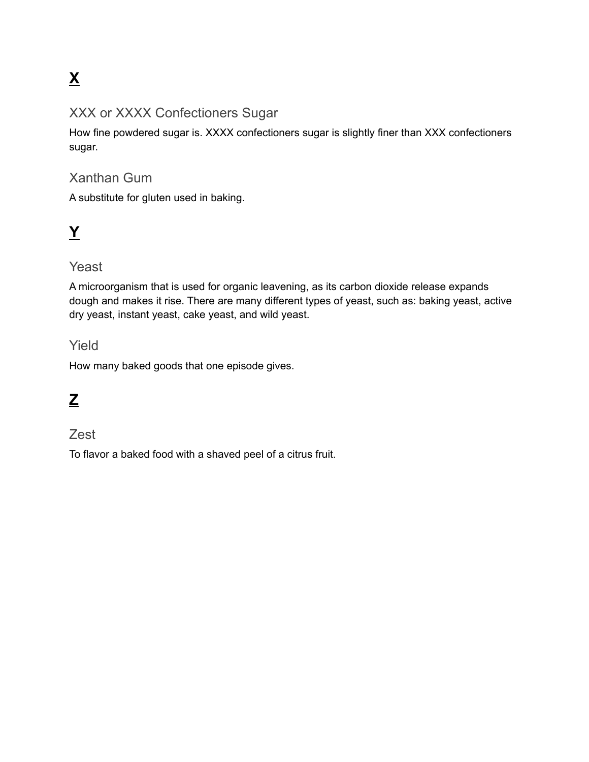## **X**

### XXX or XXXX Confectioners Sugar

How fine powdered sugar is. XXXX confectioners sugar is slightly finer than XXX confectioners sugar.

### Xanthan Gum

A substitute for gluten used in baking.

## **Y**

### Yeast

A microorganism that is used for organic leavening, as its carbon dioxide release expands dough and makes it rise. There are many different types of yeast, such as: baking yeast, active dry yeast, instant yeast, cake yeast, and wild yeast.

### Yield

How many baked goods that one episode gives.

## **Z**

### Zest

To flavor a baked food with a shaved peel of a citrus fruit.